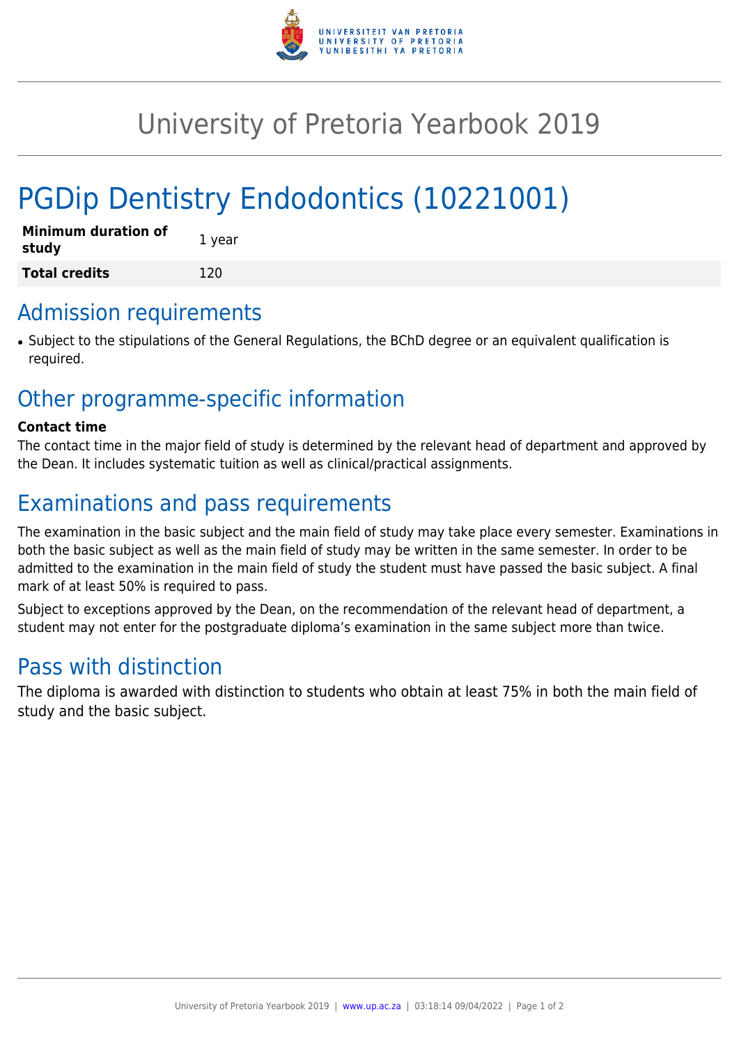# University of Pretoria Yearbook 2019

# PGDip Dentistry Endodontics (10221001)

| Minimum duration of study | 1 year |
|---|---|
| **Total credits** | 120 |

## Admission requirements

- Subject to the stipulations of the General Regulations, the BChD degree or an equivalent qualification is required.

## Other programme-specific information

**Contact time**

The contact time in the major field of study is determined by the relevant head of department and approved by the Dean. It includes systematic tuition as well as clinical/practical assignments.

## Examinations and pass requirements

The examination in the basic subject and the main field of study may take place every semester. Examinations in both the basic subject as well as the main field of study may be written in the same semester. In order to be admitted to the examination in the main field of study the student must have passed the basic subject. A final mark of at least 50% is required to pass.

Subject to exceptions approved by the Dean, on the recommendation of the relevant head of department, a student may not enter for the postgraduate diploma's examination in the same subject more than twice.

## Pass with distinction

The diploma is awarded with distinction to students who obtain at least 75% in both the main field of study and the basic subject.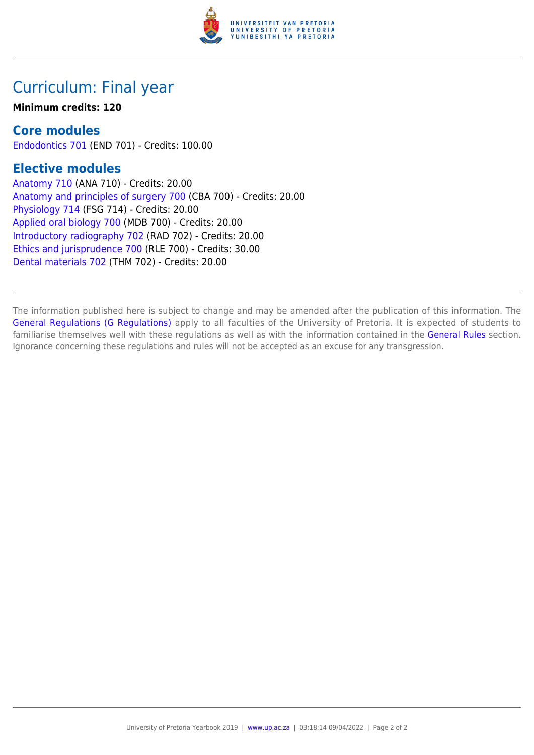# Curriculum: Final year

**Minimum credits: 120**

## Core modules

Endodontics 701 (END 701) - Credits: 100.00

## Elective modules

Anatomy 710 (ANA 710) - Credits: 20.00
Anatomy and principles of surgery 700 (CBA 700) - Credits: 20.00
Physiology 714 (FSG 714) - Credits: 20.00
Applied oral biology 700 (MDB 700) - Credits: 20.00
Introductory radiography 702 (RAD 702) - Credits: 20.00
Ethics and jurisprudence 700 (RLE 700) - Credits: 30.00
Dental materials 702 (THM 702) - Credits: 20.00

The information published here is subject to change and may be amended after the publication of this information. The General Regulations (G Regulations) apply to all faculties of the University of Pretoria. It is expected of students to familiarise themselves well with these regulations as well as with the information contained in the General Rules section. Ignorance concerning these regulations and rules will not be accepted as an excuse for any transgression.